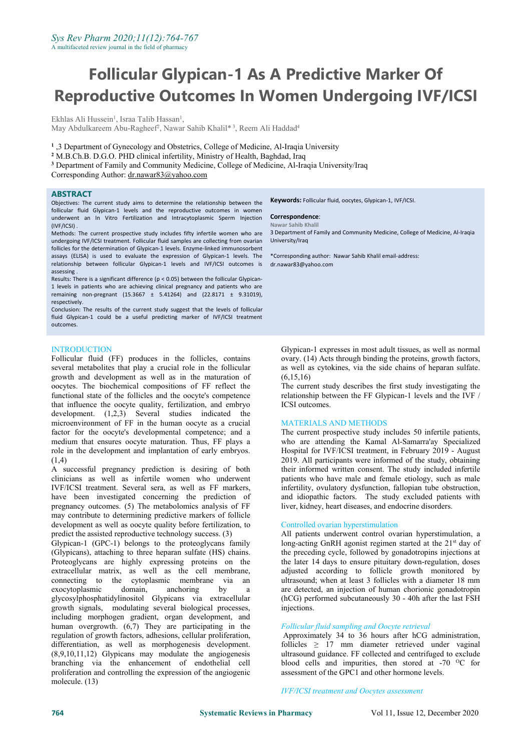# Follicular Glypican-1 As A Predictive Marker Of Reproductive Outcomes In Women Undergoing IVF/ICSI

Ekhlas Ali Hussein[1], Israa Talib Hassan[1],
May Abdulkareem Abu-Ragheef[2], Nawar Sahib Khalil*[3], Reem Ali Haddad[4]

[1] ,3 Department of Gynecology and Obstetrics, College of Medicine, Al-Iraqia University
[2] M.B.Ch.B. D.G.O. PHD clinical infertility, Ministry of Health, Baghdad, Iraq
[3] Department of Family and Community Medicine, College of Medicine, Al-Iraqia University/Iraq
Corresponding Author: dr.nawar83@yahoo.com

## ABSTRACT

Objectives: The current study aims to determine the relationship between the follicular fluid Glypican-1 levels and the reproductive outcomes in women underwent an In Vitro Fertilization and Intracytoplasmic Sperm Injection (IVF/ICSI) .

Methods: The current prospective study includes fifty infertile women who are undergoing IVF/ICSI treatment. Follicular fluid samples are collecting from ovarian follicles for the determination of Glypican-1 levels. Enzyme-linked immunosorbent assays (ELISA) is used to evaluate the expression of Glypican-1 levels. The relationship between follicular Glypican-1 levels and IVF/ICSI outcomes is assessing .

Results: There is a significant difference ($p < 0.05$) between the follicular Glypican-1 levels in patients who are achieving clinical pregnancy and patients who are remaining non-pregnant (15.3667 ± 5.41264) and (22.8171 ± 9.31019), respectively.

Conclusion: The results of the current study suggest that the levels of follicular fluid Glypican-1 could be a useful predicting marker of IVF/ICSI treatment outcomes.

**Keywords:** Follicular fluid, oocytes, Glypican-1, IVF/ICSI.

**Correspondence**:
Nawar Sahib Khalil
3 Department of Family and Community Medicine, College of Medicine, Al-Iraqia University/Iraq

*Corresponding author: Nawar Sahib Khalil email-address: dr.nawar83@yahoo.com

## INTRODUCTION

Follicular fluid (FF) produces in the follicles, contains several metabolites that play a crucial role in the follicular growth and development as well as in the maturation of oocytes. The biochemical compositions of FF reflect the functional state of the follicles and the oocyte's competence that influence the oocyte quality, fertilization, and embryo development. (1,2,3) Several studies indicated the microenvironment of FF in the human oocyte as a crucial factor for the oocyte's developmental competence; and a medium that ensures oocyte maturation. Thus, FF plays a role in the development and implantation of early embryos. (1,4)

A successful pregnancy prediction is desiring of both clinicians as well as infertile women who underwent IVF/ICSI treatment. Several sera, as well as FF markers, have been investigated concerning the prediction of pregnancy outcomes. (5) The metabolomics analysis of FF may contribute to determining predictive markers of follicle development as well as oocyte quality before fertilization, to predict the assisted reproductive technology success. (3)

Glypican-1 (GPC-1) belongs to the proteoglycans family (Glypicans), attaching to three heparan sulfate (HS) chains. Proteoglycans are highly expressing proteins on the extracellular matrix, as well as the cell membrane, connecting to the cytoplasmic membrane via an exocytoplasmic domain, anchoring by a glycosylphosphatidylinositol Glypicans via extracellular growth signals, modulating several biological processes, including morphogen gradient, organ development, and human overgrowth. (6,7) They are participating in the regulation of growth factors, adhesions, cellular proliferation, differentiation, as well as morphogenesis development. (8,9,10,11,12) Glypicans may modulate the angiogenesis branching via the enhancement of endothelial cell proliferation and controlling the expression of the angiogenic molecule. (13)

Glypican-1 expresses in most adult tissues, as well as normal ovary. (14) Acts through binding the proteins, growth factors, as well as cytokines, via the side chains of heparan sulfate. (6,15,16)

The current study describes the first study investigating the relationship between the FF Glypican-1 levels and the IVF / ICSI outcomes.

## MATERIALS AND METHODS

The current prospective study includes 50 infertile patients, who are attending the Kamal Al-Samarra'ay Specialized Hospital for IVF/ICSI treatment, in February 2019 - August 2019. All participants were informed of the study, obtaining their informed written consent. The study included infertile patients who have male and female etiology, such as male infertility, ovulatory dysfunction, fallopian tube obstruction, and idiopathic factors. The study excluded patients with liver, kidney, heart diseases, and endocrine disorders.

### Controlled ovarian hyperstimulation

All patients underwent control ovarian hyperstimulation, a long-acting GnRH agonist regimen started at the 21st day of the preceding cycle, followed by gonadotropins injections at the later 14 days to ensure pituitary down-regulation, doses adjusted according to follicle growth monitored by ultrasound; when at least 3 follicles with a diameter 18 mm are detected, an injection of human chorionic gonadotropin (hCG) performed subcutaneously 30 - 40h after the last FSH injections.

### *Follicular fluid sampling and Oocyte retrieval*

Approximately 34 to 36 hours after hCG administration, follicles ≥ 17 mm diameter retrieved under vaginal ultrasound guidance. FF collected and centrifuged to exclude blood cells and impurities, then stored at -70 $^{O}$C for assessment of the GPC1 and other hormone levels.

### *IVF/ICSI treatment and Oocytes assessment*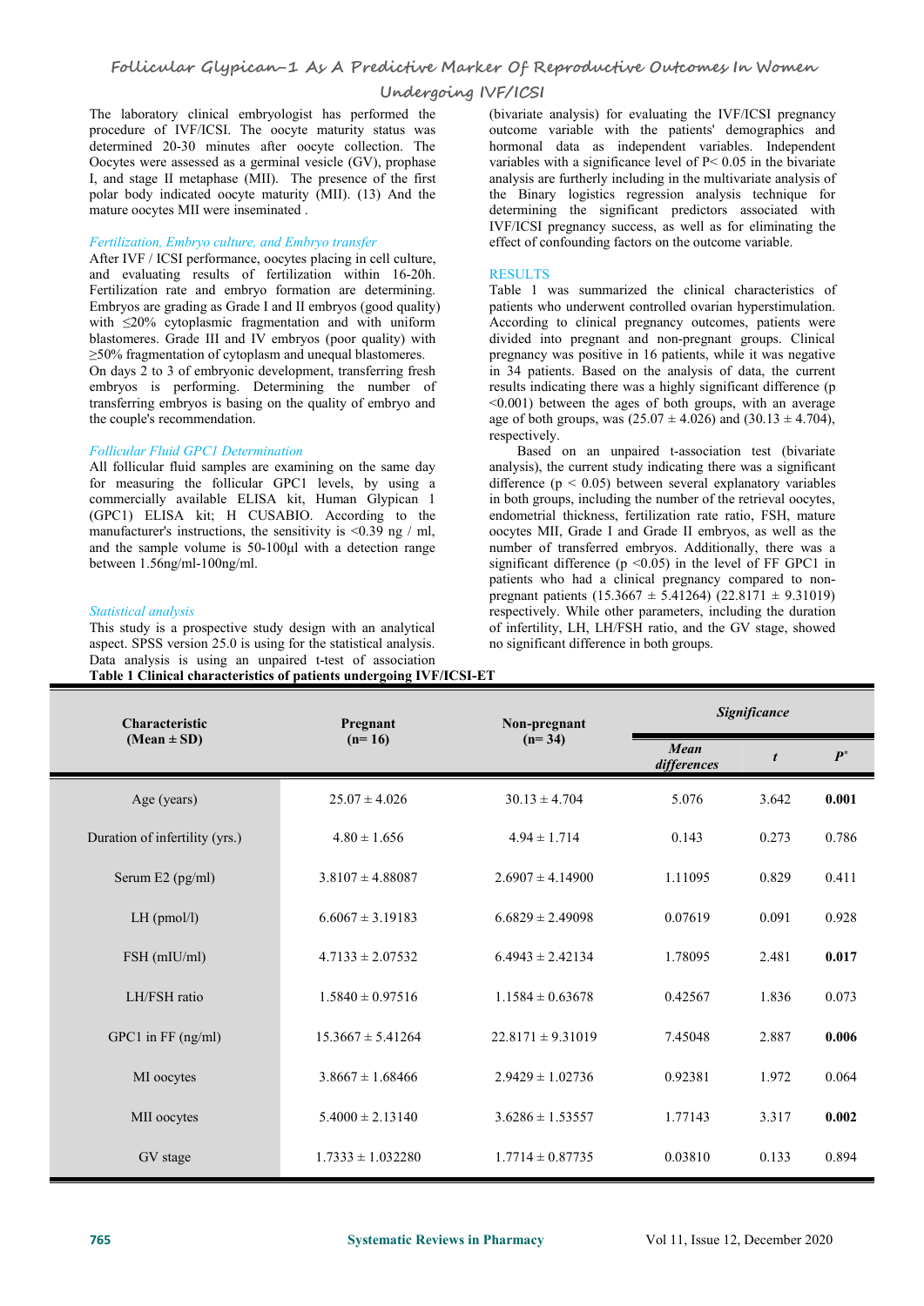The laboratory clinical embryologist has performed the procedure of IVF/ICSI. The oocyte maturity status was determined 20-30 minutes after oocyte collection. The Oocytes were assessed as a germinal vesicle (GV), prophase I, and stage II metaphase (MII). The presence of the first polar body indicated oocyte maturity (MII). (13) And the mature oocytes MII were inseminated .

*Fertilization, Embryo culture, and Embryo transfer*

After IVF / ICSI performance, oocytes placing in cell culture, and evaluating results of fertilization within 16-20h. Fertilization rate and embryo formation are determining. Embryos are grading as Grade I and II embryos (good quality) with ≤20% cytoplasmic fragmentation and with uniform blastomeres. Grade III and IV embryos (poor quality) with ≥50% fragmentation of cytoplasm and unequal blastomeres. On days 2 to 3 of embryonic development, transferring fresh embryos is performing. Determining the number of transferring embryos is basing on the quality of embryo and the couple's recommendation.

*Follicular Fluid GPC1 Determination*

All follicular fluid samples are examining on the same day for measuring the follicular GPC1 levels, by using a commercially available ELISA kit, Human Glypican 1 (GPC1) ELISA kit; H CUSABIO. According to the manufacturer's instructions, the sensitivity is <0.39 ng / ml, and the sample volume is 50-100μl with a detection range between 1.56ng/ml-100ng/ml.

*Statistical analysis*

This study is a prospective study design with an analytical aspect. SPSS version 25.0 is using for the statistical analysis. Data analysis is using an unpaired t-test of association (bivariate analysis) for evaluating the IVF/ICSI pregnancy outcome variable with the patients' demographics and hormonal data as independent variables. Independent variables with a significance level of $P < 0.05$ in the bivariate analysis are furtherly including in the multivariate analysis of the Binary logistics regression analysis technique for determining the significant predictors associated with IVF/ICSI pregnancy success, as well as for eliminating the effect of confounding factors on the outcome variable.

## RESULTS

Table 1 was summarized the clinical characteristics of patients who underwent controlled ovarian hyperstimulation. According to clinical pregnancy outcomes, patients were divided into pregnant and non-pregnant groups. Clinical pregnancy was positive in 16 patients, while it was negative in 34 patients. Based on the analysis of data, the current results indicating there was a highly significant difference ($p < 0.001$) between the ages of both groups, with an average age of both groups, was (25.07 ± 4.026) and (30.13 ± 4.704), respectively.

Based on an unpaired t-association test (bivariate analysis), the current study indicating there was a significant difference ($p < 0.05$) between several explanatory variables in both groups, including the number of the retrieval oocytes, endometrial thickness, fertilization rate ratio, FSH, mature oocytes MII, Grade I and Grade II embryos, as well as the number of transferred embryos. Additionally, there was a significant difference ($p < 0.05$) in the level of FF GPC1 in patients who had a clinical pregnancy compared to non-pregnant patients (15.3667 ± 5.41264) (22.8171 ± 9.31019) respectively. While other parameters, including the duration of infertility, LH, LH/FSH ratio, and the GV stage, showed no significant difference in both groups.

**Table 1 Clinical characteristics of patients undergoing IVF/ICSI-ET**

| Characteristic (Mean ± SD) | Pregnant (n= 16) | Non-pregnant (n= 34) | *Significance* | | |
|---|---|---|---|---|---|
| | | | *Mean differences* | *t* | *P\** |
| Age (years) | 25.07 ± 4.026 | 30.13 ± 4.704 | 5.076 | 3.642 | **0.001** |
| Duration of infertility (yrs.) | 4.80 ± 1.656 | 4.94 ± 1.714 | 0.143 | 0.273 | 0.786 |
| Serum E2 (pg/ml) | 3.8107 ± 4.88087 | 2.6907 ± 4.14900 | 1.11095 | 0.829 | 0.411 |
| LH (pmol/l) | 6.6067 ± 3.19183 | 6.6829 ± 2.49098 | 0.07619 | 0.091 | 0.928 |
| FSH (mIU/ml) | 4.7133 ± 2.07532 | 6.4943 ± 2.42134 | 1.78095 | 2.481 | **0.017** |
| LH/FSH ratio | 1.5840 ± 0.97516 | 1.1584 ± 0.63678 | 0.42567 | 1.836 | 0.073 |
| GPC1 in FF (ng/ml) | 15.3667 ± 5.41264 | 22.8171 ± 9.31019 | 7.45048 | 2.887 | **0.006** |
| MI oocytes | 3.8667 ± 1.68466 | 2.9429 ± 1.02736 | 0.92381 | 1.972 | 0.064 |
| MII oocytes | 5.4000 ± 2.13140 | 3.6286 ± 1.53557 | 1.77143 | 3.317 | **0.002** |
| GV stage | 1.7333 ± 1.032280 | 1.7714 ± 0.87735 | 0.03810 | 0.133 | 0.894 |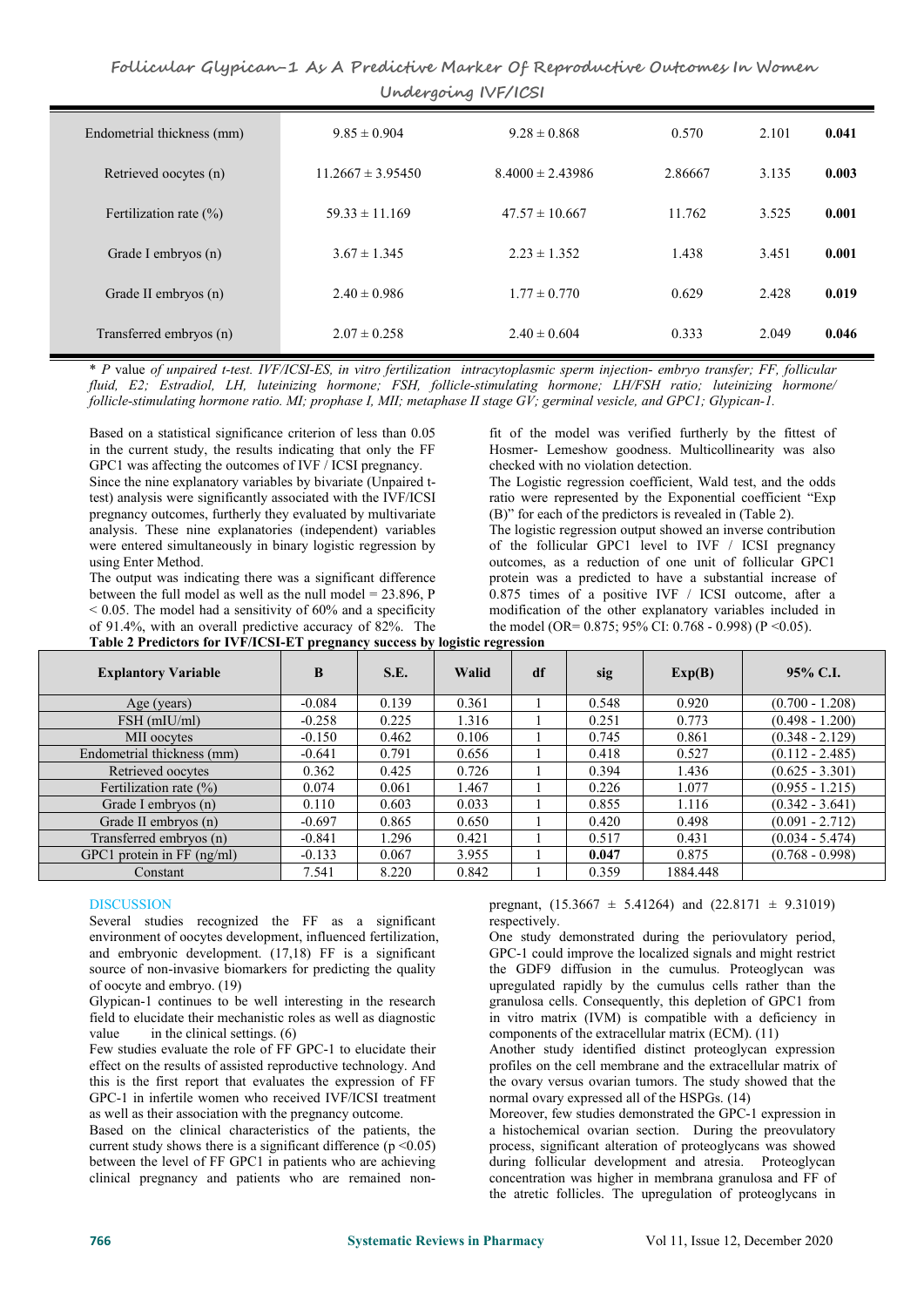| Endometrial thickness (mm) | 9.85 ± 0.904 | 9.28 ± 0.868 | 0.570 | 2.101 | **0.041** |
|---|---|---|---|---|---|
| Retrieved oocytes (n) | 11.2667 ± 3.95450 | 8.4000 ± 2.43986 | 2.86667 | 3.135 | **0.003** |
| Fertilization rate (%) | 59.33 ± 11.169 | 47.57 ± 10.667 | 11.762 | 3.525 | **0.001** |
| Grade I embryos (n) | 3.67 ± 1.345 | 2.23 ± 1.352 | 1.438 | 3.451 | **0.001** |
| Grade II embryos (n) | 2.40 ± 0.986 | 1.77 ± 0.770 | 0.629 | 2.428 | **0.019** |
| Transferred embryos (n) | 2.07 ± 0.258 | 2.40 ± 0.604 | 0.333 | 2.049 | **0.046** |

\* *P* value *of unpaired t-test. IVF/ICSI-ES, in vitro fertilization intracytoplasmic sperm injection- embryo transfer; FF, follicular fluid, E2; Estradiol, LH, luteinizing hormone; FSH, follicle-stimulating hormone; LH/FSH ratio; luteinizing hormone/ follicle-stimulating hormone ratio. MI; prophase I, MII; metaphase II stage GV; germinal vesicle, and GPC1; Glypican-1.*

Based on a statistical significance criterion of less than 0.05 in the current study, the results indicating that only the FF GPC1 was affecting the outcomes of IVF / ICSI pregnancy.
Since the nine explanatory variables by bivariate (Unpaired t-test) analysis were significantly associated with the IVF/ICSI pregnancy outcomes, furtherly they evaluated by multivariate analysis. These nine explanatories (independent) variables were entered simultaneously in binary logistic regression by using Enter Method.
The output was indicating there was a significant difference between the full model as well as the null model = 23.896, P < 0.05. The model had a sensitivity of 60% and a specificity of 91.4%, with an overall predictive accuracy of 82%. The fit of the model was verified furtherly by the fittest of Hosmer- Lemeshow goodness. Multicollinearity was also checked with no violation detection.
The Logistic regression coefficient, Wald test, and the odds ratio were represented by the Exponential coefficient "Exp (B)" for each of the predictors is revealed in (Table 2).
The logistic regression output showed an inverse contribution of the follicular GPC1 level to IVF / ICSI pregnancy outcomes, as a reduction of one unit of follicular GPC1 protein was a predicted to have a substantial increase of 0.875 times of a positive IVF / ICSI outcome, after a modification of the other explanatory variables included in the model (OR= 0.875; 95% CI: 0.768 - 0.998) (P <0.05).

**Table 2 Predictors for IVF/ICSI-ET pregnancy success by logistic regression**

| Explantory Variable | B | S.E. | Walid | df | sig | Exp(B) | 95% C.I. |
|---|---|---|---|---|---|---|---|
| Age (years) | -0.084 | 0.139 | 0.361 | 1 | 0.548 | 0.920 | (0.700 - 1.208) |
| FSH (mIU/ml) | -0.258 | 0.225 | 1.316 | 1 | 0.251 | 0.773 | (0.498 - 1.200) |
| MII oocytes | -0.150 | 0.462 | 0.106 | 1 | 0.745 | 0.861 | (0.348 - 2.129) |
| Endometrial thickness (mm) | -0.641 | 0.791 | 0.656 | 1 | 0.418 | 0.527 | (0.112 - 2.485) |
| Retrieved oocytes | 0.362 | 0.425 | 0.726 | 1 | 0.394 | 1.436 | (0.625 - 3.301) |
| Fertilization rate (%) | 0.074 | 0.061 | 1.467 | 1 | 0.226 | 1.077 | (0.955 - 1.215) |
| Grade I embryos (n) | 0.110 | 0.603 | 0.033 | 1 | 0.855 | 1.116 | (0.342 - 3.641) |
| Grade II embryos (n) | -0.697 | 0.865 | 0.650 | 1 | 0.420 | 0.498 | (0.091 - 2.712) |
| Transferred embryos (n) | -0.841 | 1.296 | 0.421 | 1 | 0.517 | 0.431 | (0.034 - 5.474) |
| GPC1 protein in FF (ng/ml) | -0.133 | 0.067 | 3.955 | 1 | **0.047** | 0.875 | (0.768 - 0.998) |
| Constant | 7.541 | 8.220 | 0.842 | 1 | 0.359 | 1884.448 | |

## DISCUSSION

Several studies recognized the FF as a significant environment of oocytes development, influenced fertilization, and embryonic development. (17,18) FF is a significant source of non-invasive biomarkers for predicting the quality of oocyte and embryo. (19)
Glypican-1 continues to be well interesting in the research field to elucidate their mechanistic roles as well as diagnostic value in the clinical settings. (6)
Few studies evaluate the role of FF GPC-1 to elucidate their effect on the results of assisted reproductive technology. And this is the first report that evaluates the expression of FF GPC-1 in infertile women who received IVF/ICSI treatment as well as their association with the pregnancy outcome.
Based on the clinical characteristics of the patients, the current study shows there is a significant difference (p <0.05) between the level of FF GPC1 in patients who are achieving clinical pregnancy and patients who are remained non-pregnant, (15.3667 ± 5.41264) and (22.8171 ± 9.31019) respectively.
One study demonstrated during the periovulatory period, GPC-1 could improve the localized signals and might restrict the GDF9 diffusion in the cumulus. Proteoglycan was upregulated rapidly by the cumulus cells rather than the granulosa cells. Consequently, this depletion of GPC1 from in vitro matrix (IVM) is compatible with a deficiency in components of the extracellular matrix (ECM). (11)
Another study identified distinct proteoglycan expression profiles on the cell membrane and the extracellular matrix of the ovary versus ovarian tumors. The study showed that the normal ovary expressed all of the HSPGs. (14)
Moreover, few studies demonstrated the GPC-1 expression in a histochemical ovarian section. During the preovulatory process, significant alteration of proteoglycans was showed during follicular development and atresia. Proteoglycan concentration was higher in membrana granulosa and FF of the atretic follicles. The upregulation of proteoglycans in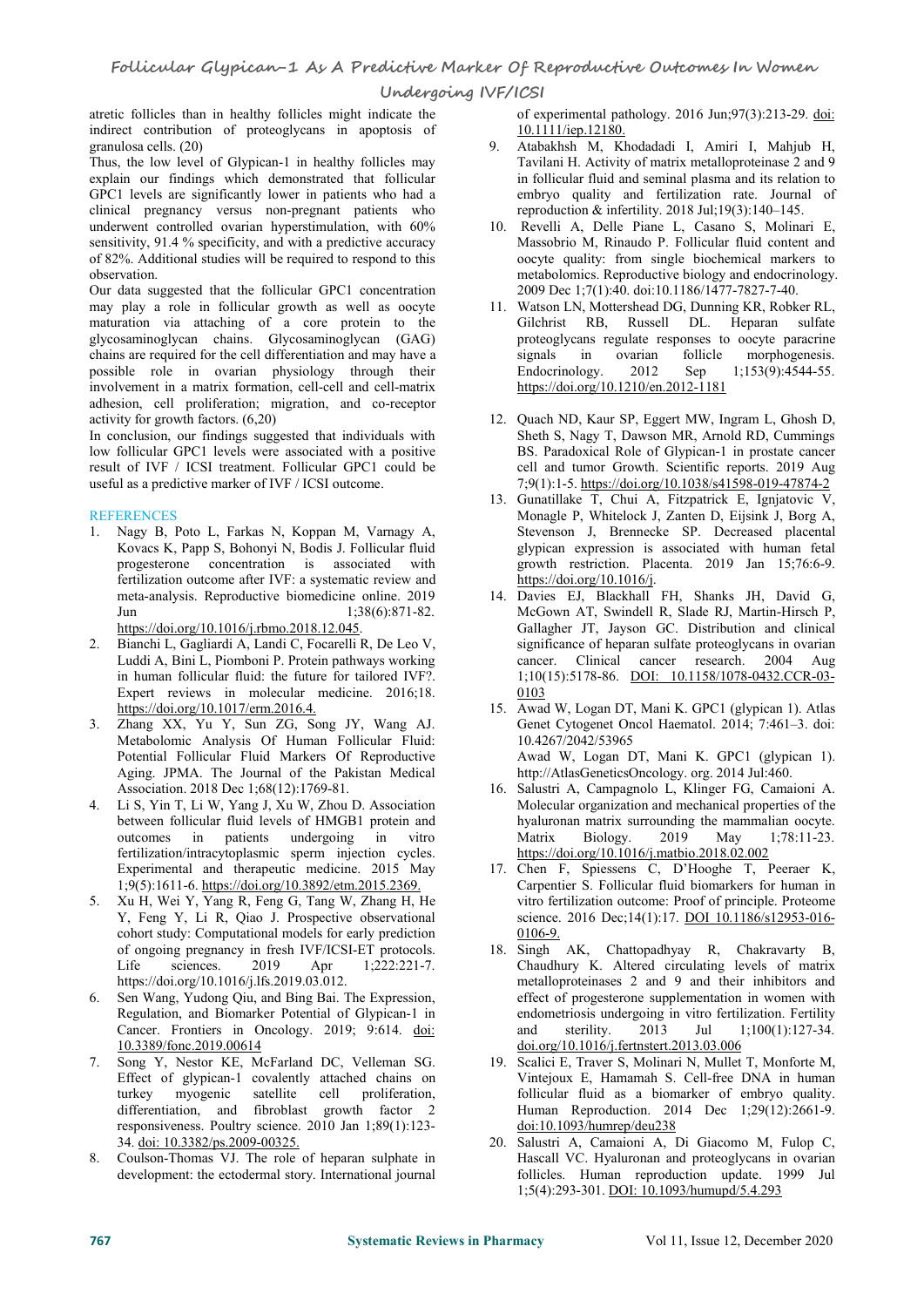atretic follicles than in healthy follicles might indicate the indirect contribution of proteoglycans in apoptosis of granulosa cells. (20)

Thus, the low level of Glypican-1 in healthy follicles may explain our findings which demonstrated that follicular GPC1 levels are significantly lower in patients who had a clinical pregnancy versus non-pregnant patients who underwent controlled ovarian hyperstimulation, with 60% sensitivity, 91.4 % specificity, and with a predictive accuracy of 82%. Additional studies will be required to respond to this observation.

Our data suggested that the follicular GPC1 concentration may play a role in follicular growth as well as oocyte maturation via attaching of a core protein to the glycosaminoglycan chains. Glycosaminoglycan (GAG) chains are required for the cell differentiation and may have a possible role in ovarian physiology through their involvement in a matrix formation, cell-cell and cell-matrix adhesion, cell proliferation; migration, and co-receptor activity for growth factors. (6,20)

In conclusion, our findings suggested that individuals with low follicular GPC1 levels were associated with a positive result of IVF / ICSI treatment. Follicular GPC1 could be useful as a predictive marker of IVF / ICSI outcome.

## REFERENCES

1. Nagy B, Poto L, Farkas N, Koppan M, Varnagy A, Kovacs K, Papp S, Bohonyi N, Bodis J. Follicular fluid progesterone concentration is associated with fertilization outcome after IVF: a systematic review and meta-analysis. Reproductive biomedicine online. 2019 Jun 1;38(6):871-82. https://doi.org/10.1016/j.rbmo.2018.12.045.
2. Bianchi L, Gagliardi A, Landi C, Focarelli R, De Leo V, Luddi A, Bini L, Piomboni P. Protein pathways working in human follicular fluid: the future for tailored IVF?. Expert reviews in molecular medicine. 2016;18. https://doi.org/10.1017/erm.2016.4.
3. Zhang XX, Yu Y, Sun ZG, Song JY, Wang AJ. Metabolomic Analysis Of Human Follicular Fluid: Potential Follicular Fluid Markers Of Reproductive Aging. JPMA. The Journal of the Pakistan Medical Association. 2018 Dec 1;68(12):1769-81.
4. Li S, Yin T, Li W, Yang J, Xu W, Zhou D. Association between follicular fluid levels of HMGB1 protein and outcomes in patients undergoing in vitro fertilization/intracytoplasmic sperm injection cycles. Experimental and therapeutic medicine. 2015 May 1;9(5):1611-6. https://doi.org/10.3892/etm.2015.2369.
5. Xu H, Wei Y, Yang R, Feng G, Tang W, Zhang H, He Y, Feng Y, Li R, Qiao J. Prospective observational cohort study: Computational models for early prediction of ongoing pregnancy in fresh IVF/ICSI-ET protocols. Life sciences. 2019 Apr 1;222:221-7. https://doi.org/10.1016/j.lfs.2019.03.012.
6. Sen Wang, Yudong Qiu, and Bing Bai. The Expression, Regulation, and Biomarker Potential of Glypican-1 in Cancer. Frontiers in Oncology. 2019; 9:614. doi: 10.3389/fonc.2019.00614
7. Song Y, Nestor KE, McFarland DC, Velleman SG. Effect of glypican-1 covalently attached chains on turkey myogenic satellite cell proliferation, differentiation, and fibroblast growth factor 2 responsiveness. Poultry science. 2010 Jan 1;89(1):123-34. doi: 10.3382/ps.2009-00325.
8. Coulson-Thomas VJ. The role of heparan sulphate in development: the ectodermal story. International journal of experimental pathology. 2016 Jun;97(3):213-29. doi: 10.1111/iep.12180.
9. Atabakhsh M, Khodadadi I, Amiri I, Mahjub H, Tavilani H. Activity of matrix metalloproteinase 2 and 9 in follicular fluid and seminal plasma and its relation to embryo quality and fertilization rate. Journal of reproduction & infertility. 2018 Jul;19(3):140–145.
10. Revelli A, Delle Piane L, Casano S, Molinari E, Massobrio M, Rinaudo P. Follicular fluid content and oocyte quality: from single biochemical markers to metabolomics. Reproductive biology and endocrinology. 2009 Dec 1;7(1):40. doi:10.1186/1477-7827-7-40.
11. Watson LN, Mottershead DG, Dunning KR, Robker RL, Gilchrist RB, Russell DL. Heparan sulfate proteoglycans regulate responses to oocyte paracrine signals in ovarian follicle morphogenesis. Endocrinology. 2012 Sep 1;153(9):4544-55. https://doi.org/10.1210/en.2012-1181
12. Quach ND, Kaur SP, Eggert MW, Ingram L, Ghosh D, Sheth S, Nagy T, Dawson MR, Arnold RD, Cummings BS. Paradoxical Role of Glypican-1 in prostate cancer cell and tumor Growth. Scientific reports. 2019 Aug 7;9(1):1-5. https://doi.org/10.1038/s41598-019-47874-2
13. Gunatillake T, Chui A, Fitzpatrick E, Ignjatovic V, Monagle P, Whitelock J, Zanten D, Eijsink J, Borg A, Stevenson J, Brennecke SP. Decreased placental glypican expression is associated with human fetal growth restriction. Placenta. 2019 Jan 15;76:6-9. https://doi.org/10.1016/j.
14. Davies EJ, Blackhall FH, Shanks JH, David G, McGown AT, Swindell R, Slade RJ, Martin-Hirsch P, Gallagher JT, Jayson GC. Distribution and clinical significance of heparan sulfate proteoglycans in ovarian cancer. Clinical cancer research. 2004 Aug 1;10(15):5178-86. DOI: 10.1158/1078-0432.CCR-03-0103
15. Awad W, Logan DT, Mani K. GPC1 (glypican 1). Atlas Genet Cytogenet Oncol Haematol. 2014; 7:461–3. doi: 10.4267/2042/53965
    Awad W, Logan DT, Mani K. GPC1 (glypican 1). http://AtlasGeneticsOncology. org. 2014 Jul:460.
16. Salustri A, Campagnolo L, Klinger FG, Camaioni A. Molecular organization and mechanical properties of the hyaluronan matrix surrounding the mammalian oocyte. Matrix Biology. 2019 May 1;78:11-23. https://doi.org/10.1016/j.matbio.2018.02.002
17. Chen F, Spiessens C, D'Hooghe T, Peeraer K, Carpentier S. Follicular fluid biomarkers for human in vitro fertilization outcome: Proof of principle. Proteome science. 2016 Dec;14(1):17. DOI 10.1186/s12953-016-0106-9.
18. Singh AK, Chattopadhyay R, Chakravarty B, Chaudhury K. Altered circulating levels of matrix metalloproteinases 2 and 9 and their inhibitors and effect of progesterone supplementation in women with endometriosis undergoing in vitro fertilization. Fertility and sterility. 2013 Jul 1;100(1):127-34. doi.org/10.1016/j.fertnstert.2013.03.006
19. Scalici E, Traver S, Molinari N, Mullet T, Monforte M, Vintejoux E, Hamamah S. Cell-free DNA in human follicular fluid as a biomarker of embryo quality. Human Reproduction. 2014 Dec 1;29(12):2661-9. doi:10.1093/humrep/deu238
20. Salustri A, Camaioni A, Di Giacomo M, Fulop C, Hascall VC. Hyaluronan and proteoglycans in ovarian follicles. Human reproduction update. 1999 Jul 1;5(4):293-301. DOI: 10.1093/humupd/5.4.293